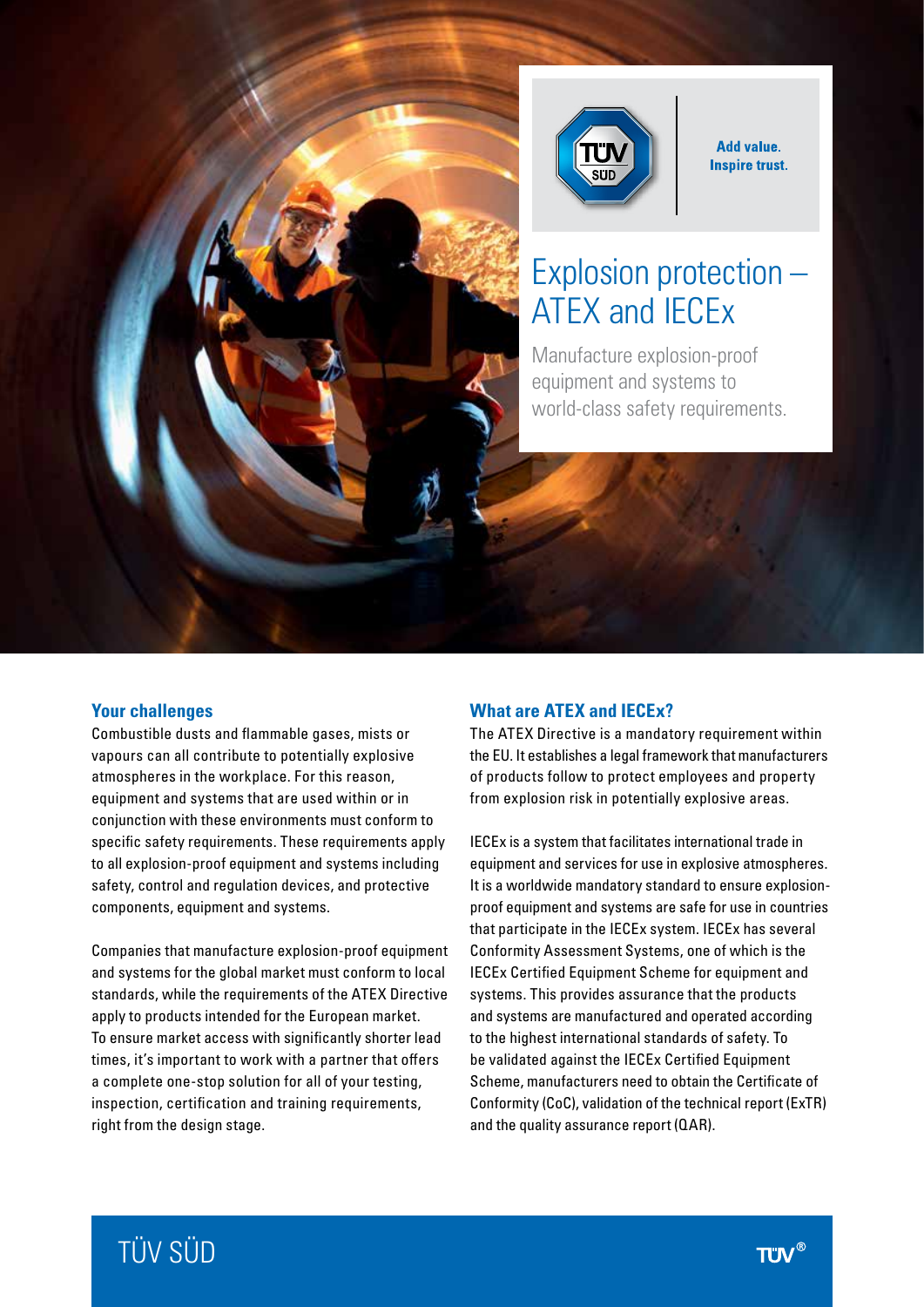Add value.
Inspire trust.

# Explosion protection – ATEX and IECEx

Manufacture explosion-proof equipment and systems to world-class safety requirements.

## Your challenges

Combustible dusts and flammable gases, mists or vapours can all contribute to potentially explosive atmospheres in the workplace. For this reason, equipment and systems that are used within or in conjunction with these environments must conform to specific safety requirements. These requirements apply to all explosion-proof equipment and systems including safety, control and regulation devices, and protective components, equipment and systems.

Companies that manufacture explosion-proof equipment and systems for the global market must conform to local standards, while the requirements of the ATEX Directive apply to products intended for the European market. To ensure market access with significantly shorter lead times, it's important to work with a partner that offers a complete one-stop solution for all of your testing, inspection, certification and training requirements, right from the design stage.

## What are ATEX and IECEx?

The ATEX Directive is a mandatory requirement within the EU. It establishes a legal framework that manufacturers of products follow to protect employees and property from explosion risk in potentially explosive areas.

IECEx is a system that facilitates international trade in equipment and services for use in explosive atmospheres. It is a worldwide mandatory standard to ensure explosion-proof equipment and systems are safe for use in countries that participate in the IECEx system. IECEx has several Conformity Assessment Systems, one of which is the IECEx Certified Equipment Scheme for equipment and systems. This provides assurance that the products and systems are manufactured and operated according to the highest international standards of safety. To be validated against the IECEx Certified Equipment Scheme, manufacturers need to obtain the Certificate of Conformity (CoC), validation of the technical report (ExTR) and the quality assurance report (QAR).

TÜV SÜD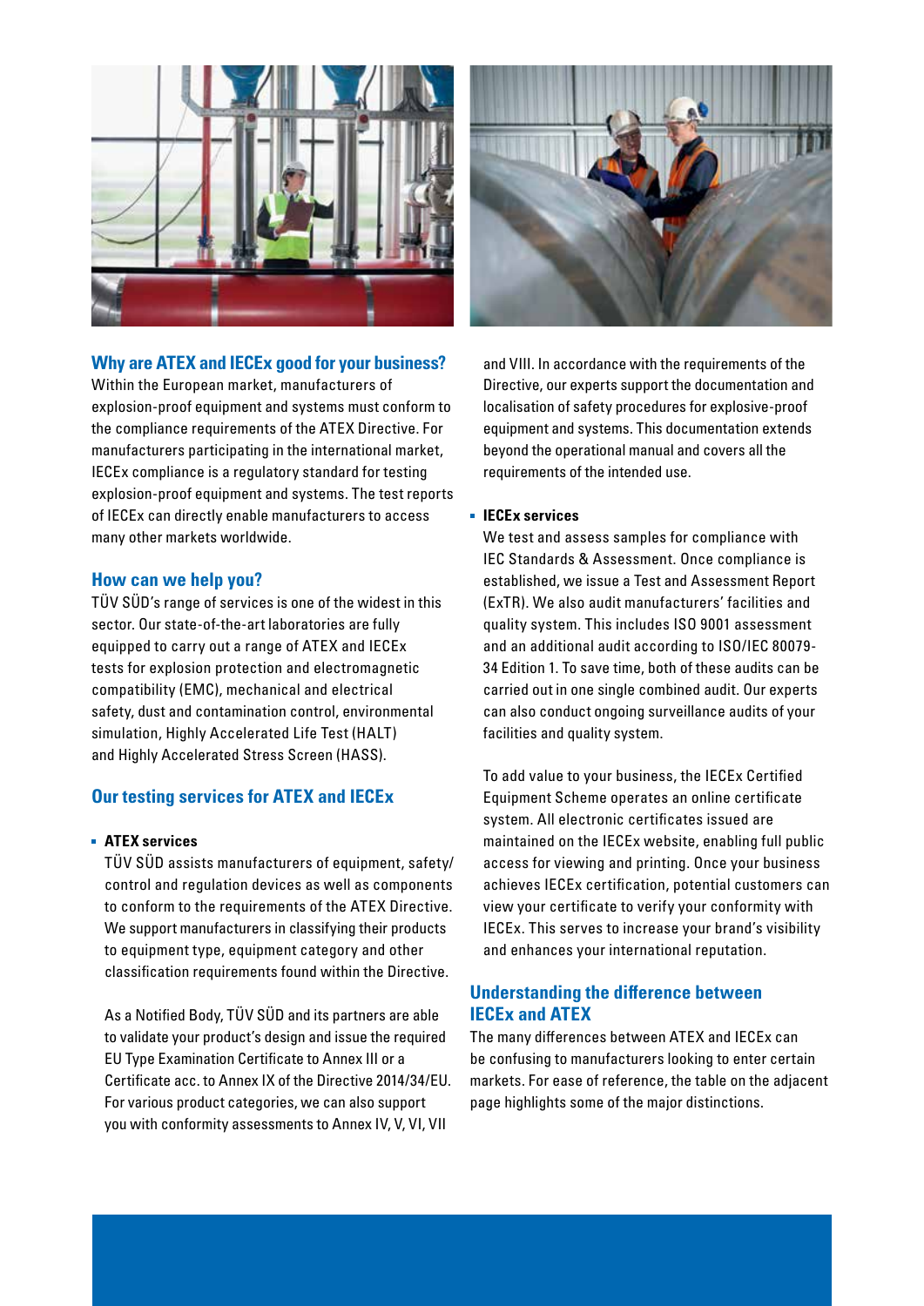## Why are ATEX and IECEx good for your business?

Within the European market, manufacturers of explosion-proof equipment and systems must conform to the compliance requirements of the ATEX Directive. For manufacturers participating in the international market, IECEx compliance is a regulatory standard for testing explosion-proof equipment and systems. The test reports of IECEx can directly enable manufacturers to access many other markets worldwide.

## How can we help you?

TÜV SÜD's range of services is one of the widest in this sector. Our state-of-the-art laboratories are fully equipped to carry out a range of ATEX and IECEx tests for explosion protection and electromagnetic compatibility (EMC), mechanical and electrical safety, dust and contamination control, environmental simulation, Highly Accelerated Life Test (HALT) and Highly Accelerated Stress Screen (HASS).

## Our testing services for ATEX and IECEx

- **ATEX services**

  TÜV SÜD assists manufacturers of equipment, safety/control and regulation devices as well as components to conform to the requirements of the ATEX Directive. We support manufacturers in classifying their products to equipment type, equipment category and other classification requirements found within the Directive.

  As a Notified Body, TÜV SÜD and its partners are able to validate your product's design and issue the required EU Type Examination Certificate to Annex III or a Certificate acc. to Annex IX of the Directive 2014/34/EU. For various product categories, we can also support you with conformity assessments to Annex IV, V, VI, VII and VIII. In accordance with the requirements of the Directive, our experts support the documentation and localisation of safety procedures for explosive-proof equipment and systems. This documentation extends beyond the operational manual and covers all the requirements of the intended use.

- **IECEx services**

  We test and assess samples for compliance with IEC Standards & Assessment. Once compliance is established, we issue a Test and Assessment Report (ExTR). We also audit manufacturers' facilities and quality system. This includes ISO 9001 assessment and an additional audit according to ISO/IEC 80079-34 Edition 1. To save time, both of these audits can be carried out in one single combined audit. Our experts can also conduct ongoing surveillance audits of your facilities and quality system.

  To add value to your business, the IECEx Certified Equipment Scheme operates an online certificate system. All electronic certificates issued are maintained on the IECEx website, enabling full public access for viewing and printing. Once your business achieves IECEx certification, potential customers can view your certificate to verify your conformity with IECEx. This serves to increase your brand's visibility and enhances your international reputation.

## Understanding the difference between IECEx and ATEX

The many differences between ATEX and IECEx can be confusing to manufacturers looking to enter certain markets. For ease of reference, the table on the adjacent page highlights some of the major distinctions.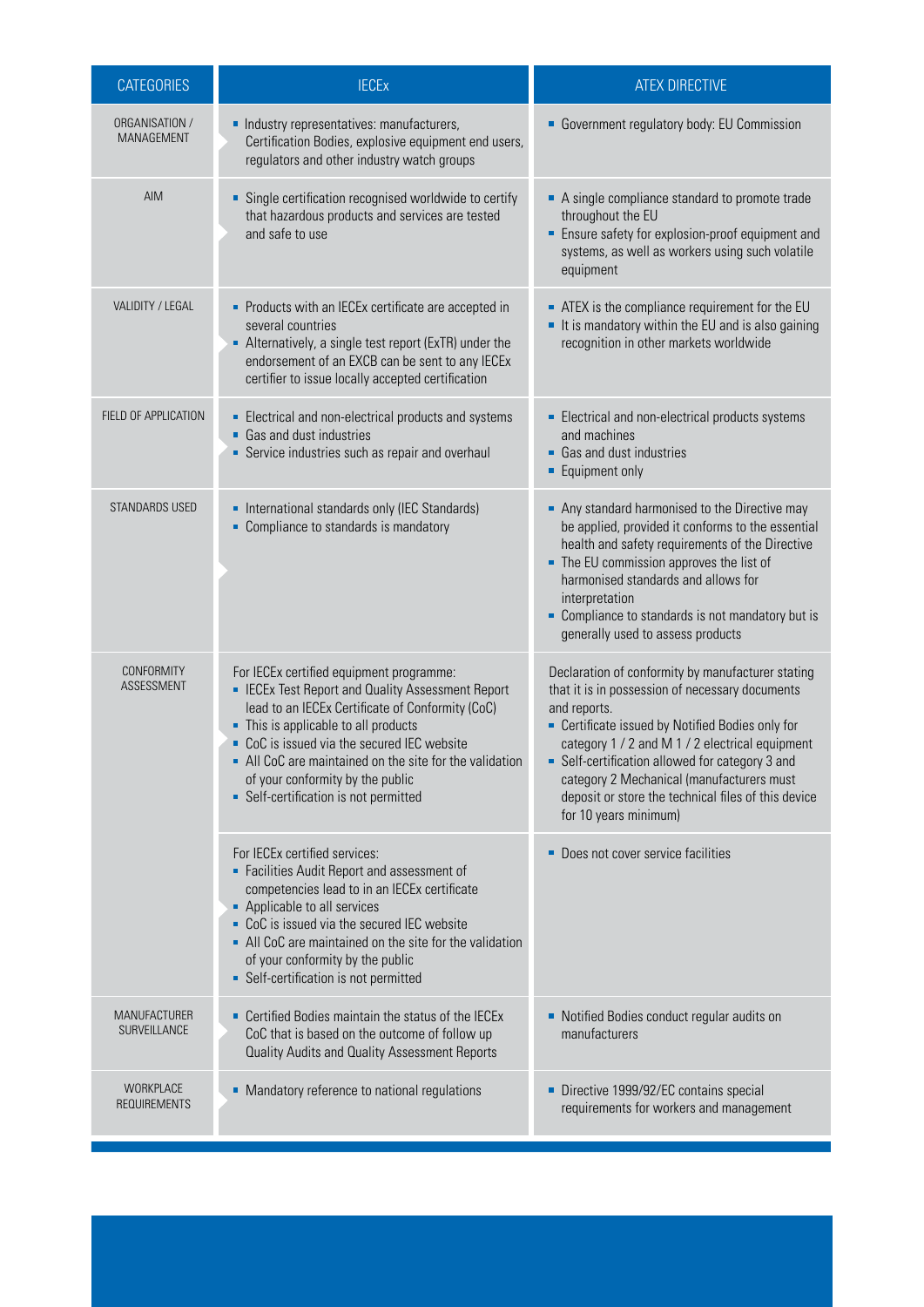| CATEGORIES | IECEx | ATEX DIRECTIVE |
|---|---|---|
| ORGANISATION / MANAGEMENT | • Industry representatives: manufacturers, Certification Bodies, explosive equipment end users, regulators and other industry watch groups | • Government regulatory body: EU Commission |
| AIM | • Single certification recognised worldwide to certify that hazardous products and services are tested and safe to use | • A single compliance standard to promote trade throughout the EU<br>• Ensure safety for explosion-proof equipment and systems, as well as workers using such volatile equipment |
| VALIDITY / LEGAL | • Products with an IECEx certificate are accepted in several countries<br>• Alternatively, a single test report (ExTR) under the endorsement of an EXCB can be sent to any IECEx certifier to issue locally accepted certification | • ATEX is the compliance requirement for the EU<br>• It is mandatory within the EU and is also gaining recognition in other markets worldwide |
| FIELD OF APPLICATION | • Electrical and non-electrical products and systems<br>• Gas and dust industries<br>• Service industries such as repair and overhaul | • Electrical and non-electrical products systems and machines<br>• Gas and dust industries<br>• Equipment only |
| STANDARDS USED | • International standards only (IEC Standards)<br>• Compliance to standards is mandatory | • Any standard harmonised to the Directive may be applied, provided it conforms to the essential health and safety requirements of the Directive<br>• The EU commission approves the list of harmonised standards and allows for interpretation<br>• Compliance to standards is not mandatory but is generally used to assess products |
| CONFORMITY ASSESSMENT | For IECEx certified equipment programme:<br>• IECEx Test Report and Quality Assessment Report lead to an IECEx Certificate of Conformity (CoC)<br>• This is applicable to all products<br>• CoC is issued via the secured IEC website<br>• All CoC are maintained on the site for the validation of your conformity by the public<br>• Self-certification is not permitted | Declaration of conformity by manufacturer stating that it is in possession of necessary documents and reports.<br>• Certificate issued by Notified Bodies only for category 1 / 2 and M 1 / 2 electrical equipment<br>• Self-certification allowed for category 3 and category 2 Mechanical (manufacturers must deposit or store the technical files of this device for 10 years minimum) |
| | For IECEx certified services:<br>• Facilities Audit Report and assessment of competencies lead to in an IECEx certificate<br>• Applicable to all services<br>• CoC is issued via the secured IEC website<br>• All CoC are maintained on the site for the validation of your conformity by the public<br>• Self-certification is not permitted | • Does not cover service facilities |
| MANUFACTURER SURVEILLANCE | • Certified Bodies maintain the status of the IECEx CoC that is based on the outcome of follow up Quality Audits and Quality Assessment Reports | • Notified Bodies conduct regular audits on manufacturers |
| WORKPLACE REQUIREMENTS | • Mandatory reference to national regulations | • Directive 1999/92/EC contains special requirements for workers and management |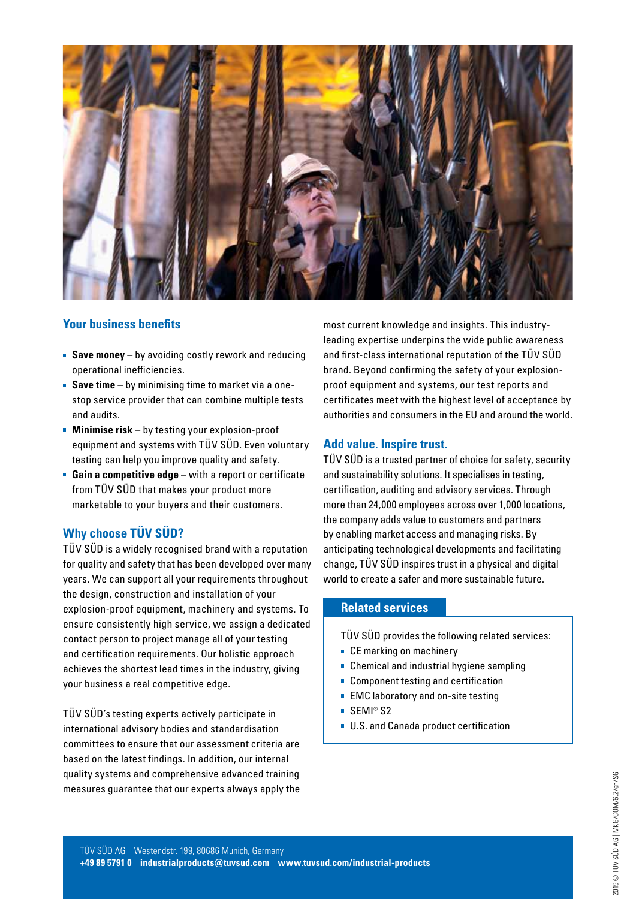## Your business benefits

- **Save money** – by avoiding costly rework and reducing operational inefficiencies.
- **Save time** – by minimising time to market via a one-stop service provider that can combine multiple tests and audits.
- **Minimise risk** – by testing your explosion-proof equipment and systems with TÜV SÜD. Even voluntary testing can help you improve quality and safety.
- **Gain a competitive edge** – with a report or certificate from TÜV SÜD that makes your product more marketable to your buyers and their customers.

## Why choose TÜV SÜD?

TÜV SÜD is a widely recognised brand with a reputation for quality and safety that has been developed over many years. We can support all your requirements throughout the design, construction and installation of your explosion-proof equipment, machinery and systems. To ensure consistently high service, we assign a dedicated contact person to project manage all of your testing and certification requirements. Our holistic approach achieves the shortest lead times in the industry, giving your business a real competitive edge.

TÜV SÜD's testing experts actively participate in international advisory bodies and standardisation committees to ensure that our assessment criteria are based on the latest findings. In addition, our internal quality systems and comprehensive advanced training measures guarantee that our experts always apply the most current knowledge and insights. This industry-leading expertise underpins the wide public awareness and first-class international reputation of the TÜV SÜD brand. Beyond confirming the safety of your explosion-proof equipment and systems, our test reports and certificates meet with the highest level of acceptance by authorities and consumers in the EU and around the world.

## Add value. Inspire trust.

TÜV SÜD is a trusted partner of choice for safety, security and sustainability solutions. It specialises in testing, certification, auditing and advisory services. Through more than 24,000 employees across over 1,000 locations, the company adds value to customers and partners by enabling market access and managing risks. By anticipating technological developments and facilitating change, TÜV SÜD inspires trust in a physical and digital world to create a safer and more sustainable future.

## Related services

TÜV SÜD provides the following related services:

- CE marking on machinery
- Chemical and industrial hygiene sampling
- Component testing and certification
- EMC laboratory and on-site testing
- SEMI® S2
- U.S. and Canada product certification

TÜV SÜD AG Westendstr. 199, 80686 Munich, Germany
**+49 89 5791 0 industrialproducts@tuvsud.com www.tuvsud.com/industrial-products**

2019 © TÜV SÜD AG | MKG/COM/6.2/en/SG